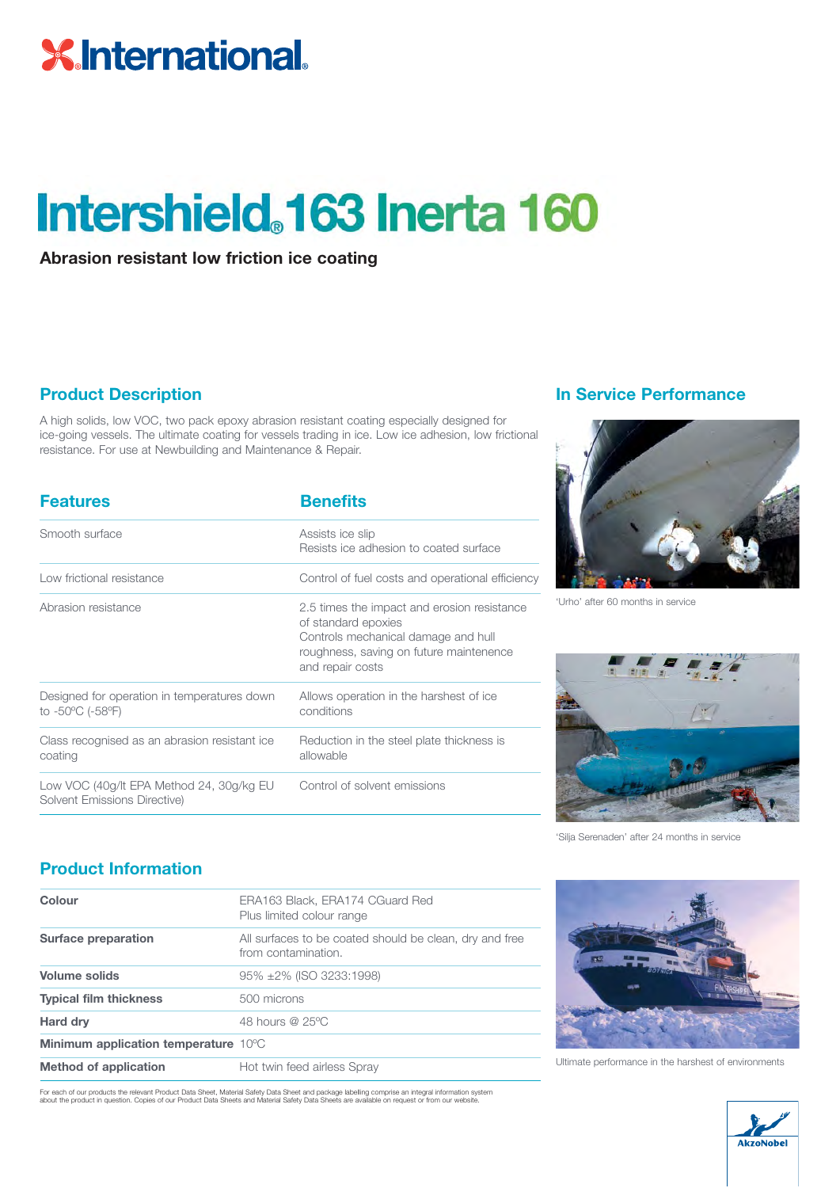# Intershield® 163 Inerta 160

**Abrasion resistant low friction ice coating**

## Product Description

A high solids, low VOC, two pack epoxy abrasion resistant coating especially designed for ice-going vessels. The ultimate coating for vessels trading in ice. Low ice adhesion, low frictional resistance. For use at Newbuilding and Maintenance & Repair.

| Features | Benefits |
|---|---|
| Smooth surface | Assists ice slip<br>Resists ice adhesion to coated surface |
| Low frictional resistance | Control of fuel costs and operational efficiency |
| Abrasion resistance | 2.5 times the impact and erosion resistance of standard epoxies<br>Controls mechanical damage and hull roughness, saving on future maintenence and repair costs |
| Designed for operation in temperatures down to -50ºC (-58ºF) | Allows operation in the harshest of ice conditions |
| Class recognised as an abrasion resistant ice coating | Reduction in the steel plate thickness is allowable |
| Low VOC (40g/lt EPA Method 24, 30g/kg EU Solvent Emissions Directive) | Control of solvent emissions |

## Product Information

| | |
|---|---|
| **Colour** | ERA163 Black, ERA174 CGuard Red<br>Plus limited colour range |
| **Surface preparation** | All surfaces to be coated should be clean, dry and free from contamination. |
| **Volume solids** | 95% ±2% (ISO 3233:1998) |
| **Typical film thickness** | 500 microns |
| **Hard dry** | 48 hours @ 25ºC |
| **Minimum application temperature** | 10ºC |
| **Method of application** | Hot twin feed airless Spray |

For each of our products the relevant Product Data Sheet, Material Safety Data Sheet and package labelling comprise an integral information system about the product in question. Copies of our Product Data Sheets and Material Safety Data Sheets are available on request or from our website.

## In Service Performance

'Urho' after 60 months in service

'Silja Serenaden' after 24 months in service

Ultimate performance in the harshest of environments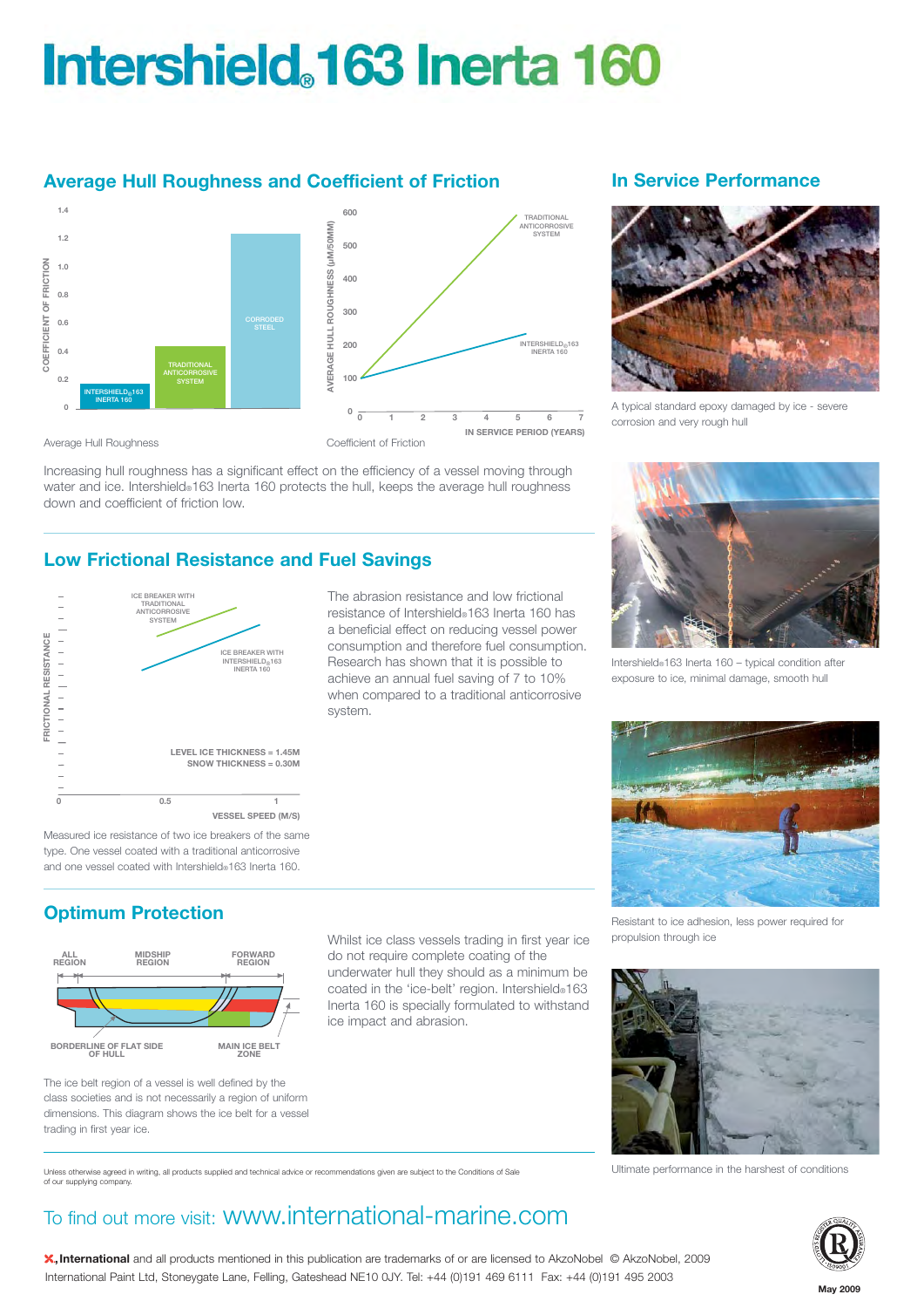# Intershield® 163 Inerta 160

## Average Hull Roughness and Coefficient of Friction

1.4
1.2
1.0
0.8
0.6
0.4
0.2
0
COEFFICIENT OF FRICTION
INTERSHIELD® 163 INERTA 160
TRADITIONAL ANTICORROSIVE SYSTEM
CORRODED STEEL

Average Hull Roughness

600
500
400
300
200
100
0
AVERAGE HULL ROUGHNESS (µM/50MM)
0 1 2 3 4 5 6 7
IN SERVICE PERIOD (YEARS)
TRADITIONAL ANTICORROSIVE SYSTEM
INTERSHIELD® 163 INERTA 160

Coefficient of Friction

Increasing hull roughness has a significant effect on the efficiency of a vessel moving through water and ice. Intershield®163 Inerta 160 protects the hull, keeps the average hull roughness down and coefficient of friction low.

## Low Frictional Resistance and Fuel Savings

FRICTIONAL RESISTANCE
ICE BREAKER WITH TRADITIONAL ANTICORROSIVE SYSTEM
ICE BREAKER WITH INTERSHIELD® 163 INERTA 160
LEVEL ICE THICKNESS = 1.45M
SNOW THICKNESS = 0.30M
0 0.5 1
VESSEL SPEED (M/S)

Measured ice resistance of two ice breakers of the same type. One vessel coated with a traditional anticorrosive and one vessel coated with Intershield®163 Inerta 160.

The abrasion resistance and low frictional resistance of Intershield®163 Inerta 160 has a beneficial effect on reducing vessel power consumption and therefore fuel consumption. Research has shown that it is possible to achieve an annual fuel saving of 7 to 10% when compared to a traditional anticorrosive system.

## Optimum Protection

ALL REGION
MIDSHIP REGION
FORWARD REGION
BORDERLINE OF FLAT SIDE OF HULL
MAIN ICE BELT ZONE

The ice belt region of a vessel is well defined by the class societies and is not necessarily a region of uniform dimensions. This diagram shows the ice belt for a vessel trading in first year ice.

Whilst ice class vessels trading in first year ice do not require complete coating of the underwater hull they should as a minimum be coated in the 'ice-belt' region. Intershield®163 Inerta 160 is specially formulated to withstand ice impact and abrasion.

## In Service Performance

A typical standard epoxy damaged by ice - severe corrosion and very rough hull

Intershield®163 Inerta 160 – typical condition after exposure to ice, minimal damage, smooth hull

Resistant to ice adhesion, less power required for propulsion through ice

Ultimate performance in the harshest of conditions

Unless otherwise agreed in writing, all products supplied and technical advice or recommendations given are subject to the Conditions of Sale of our supplying company.

To find out more visit: www.international-marine.com

**International** and all products mentioned in this publication are trademarks of or are licensed to AkzoNobel © AkzoNobel, 2009
International Paint Ltd, Stoneygate Lane, Felling, Gateshead NE10 0JY. Tel: +44 (0)191 469 6111 Fax: +44 (0)191 495 2003

May 2009